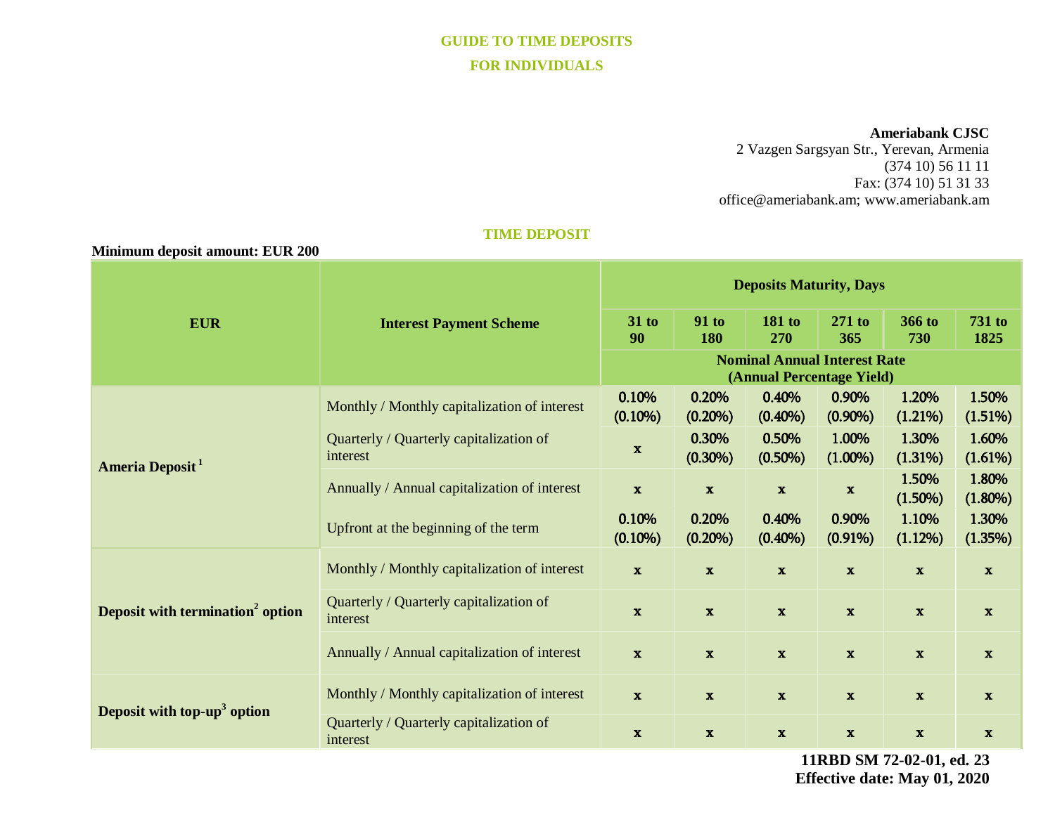# GUIDE TO TIME DEPOSITS

# FOR INDIVIDUALS

**Ameriabank CJSC**
2 Vazgen Sargsyan Str., Yerevan, Armenia
(374 10) 56 11 11
Fax: (374 10) 51 31 33
office@ameriabank.am; www.ameriabank.am

## TIME DEPOSIT

**Minimum deposit amount: EUR 200**

| EUR | Interest Payment Scheme | Deposits Maturity, Days | | | | | |
|---|---|---|---|---|---|---|---|
| | | 31 to 90 | 91 to 180 | 181 to 270 | 271 to 365 | 366 to 730 | 731 to 1825 |
| | | Nominal Annual Interest Rate (Annual Percentage Yield) | | | | | |
| Ameria Deposit [1] | Monthly / Monthly capitalization of interest | 0.10% (0.10%) | 0.20% (0.20%) | 0.40% (0.40%) | 0.90% (0.90%) | 1.20% (1.21%) | 1.50% (1.51%) |
| | Quarterly / Quarterly capitalization of interest | x | 0.30% (0.30%) | 0.50% (0.50%) | 1.00% (1.00%) | 1.30% (1.31%) | 1.60% (1.61%) |
| | Annually / Annual capitalization of interest | x | x | x | x | 1.50% (1.50%) | 1.80% (1.80%) |
| | Upfront at the beginning of the term | 0.10% (0.10%) | 0.20% (0.20%) | 0.40% (0.40%) | 0.90% (0.91%) | 1.10% (1.12%) | 1.30% (1.35%) |
| Deposit with termination[2] option | Monthly / Monthly capitalization of interest | x | x | x | x | x | x |
| | Quarterly / Quarterly capitalization of interest | x | x | x | x | x | x |
| | Annually / Annual capitalization of interest | x | x | x | x | x | x |
| Deposit with top-up[3] option | Monthly / Monthly capitalization of interest | x | x | x | x | x | x |
| | Quarterly / Quarterly capitalization of interest | x | x | x | x | x | x |

**11RBD SM 72-02-01, ed. 23**
**Effective date: May 01, 2020**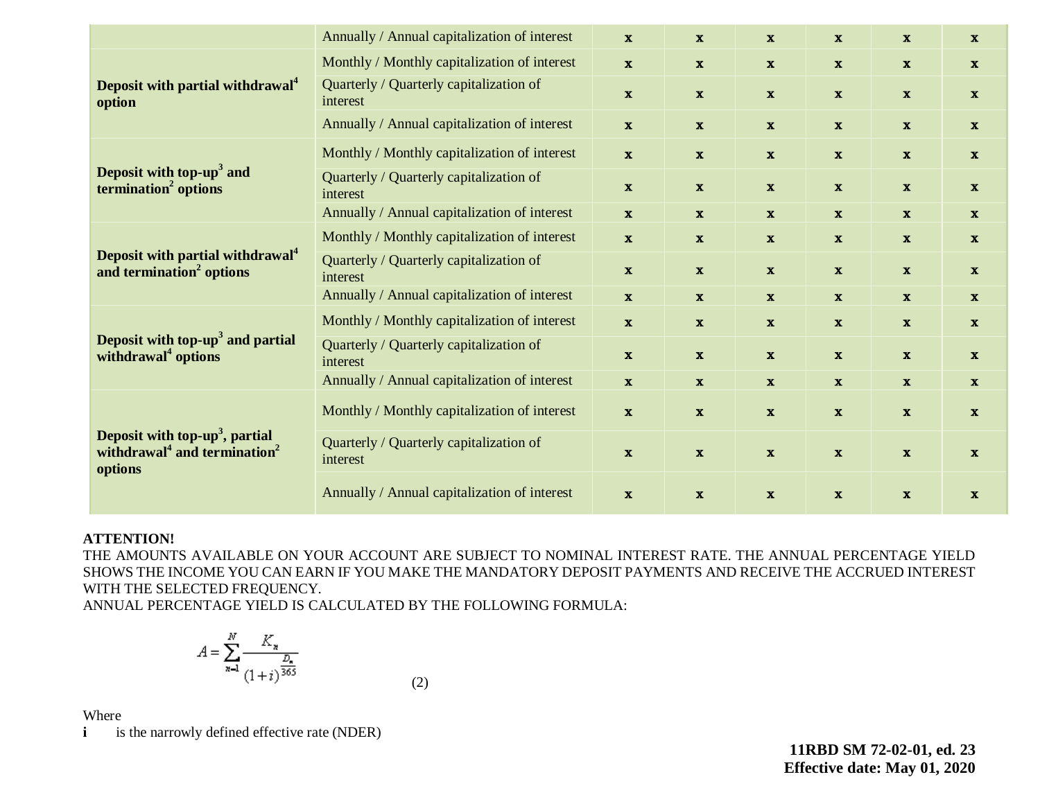|  |  |  |  |  |  |  |  |
|---|---|---|---|---|---|---|---|
|  | Annually / Annual capitalization of interest | x | x | x | x | x | x |
| **Deposit with partial withdrawal[4] option** | Monthly / Monthly capitalization of interest | x | x | x | x | x | x |
|  | Quarterly / Quarterly capitalization of interest | x | x | x | x | x | x |
|  | Annually / Annual capitalization of interest | x | x | x | x | x | x |
| **Deposit with top-up[3] and termination[2] options** | Monthly / Monthly capitalization of interest | x | x | x | x | x | x |
|  | Quarterly / Quarterly capitalization of interest | x | x | x | x | x | x |
|  | Annually / Annual capitalization of interest | x | x | x | x | x | x |
| **Deposit with partial withdrawal[4] and termination[2] options** | Monthly / Monthly capitalization of interest | x | x | x | x | x | x |
|  | Quarterly / Quarterly capitalization of interest | x | x | x | x | x | x |
|  | Annually / Annual capitalization of interest | x | x | x | x | x | x |
| **Deposit with top-up[3] and partial withdrawal[4] options** | Monthly / Monthly capitalization of interest | x | x | x | x | x | x |
|  | Quarterly / Quarterly capitalization of interest | x | x | x | x | x | x |
|  | Annually / Annual capitalization of interest | x | x | x | x | x | x |
| **Deposit with top-up[3], partial withdrawal[4] and termination[2] options** | Monthly / Monthly capitalization of interest | x | x | x | x | x | x |
|  | Quarterly / Quarterly capitalization of interest | x | x | x | x | x | x |
|  | Annually / Annual capitalization of interest | x | x | x | x | x | x |

**ATTENTION!**

THE AMOUNTS AVAILABLE ON YOUR ACCOUNT ARE SUBJECT TO NOMINAL INTEREST RATE. THE ANNUAL PERCENTAGE YIELD SHOWS THE INCOME YOU CAN EARN IF YOU MAKE THE MANDATORY DEPOSIT PAYMENTS AND RECEIVE THE ACCRUED INTEREST WITH THE SELECTED FREQUENCY.

ANNUAL PERCENTAGE YIELD IS CALCULATED BY THE FOLLOWING FORMULA:

$$A = \sum_{n=1}^{N} \frac{K_n}{(1+i)^{\frac{D_n}{365}}} \qquad (2)$$

Where

**i** is the narrowly defined effective rate (NDER)

**11RBD SM 72-02-01, ed. 23**
**Effective date: May 01, 2020**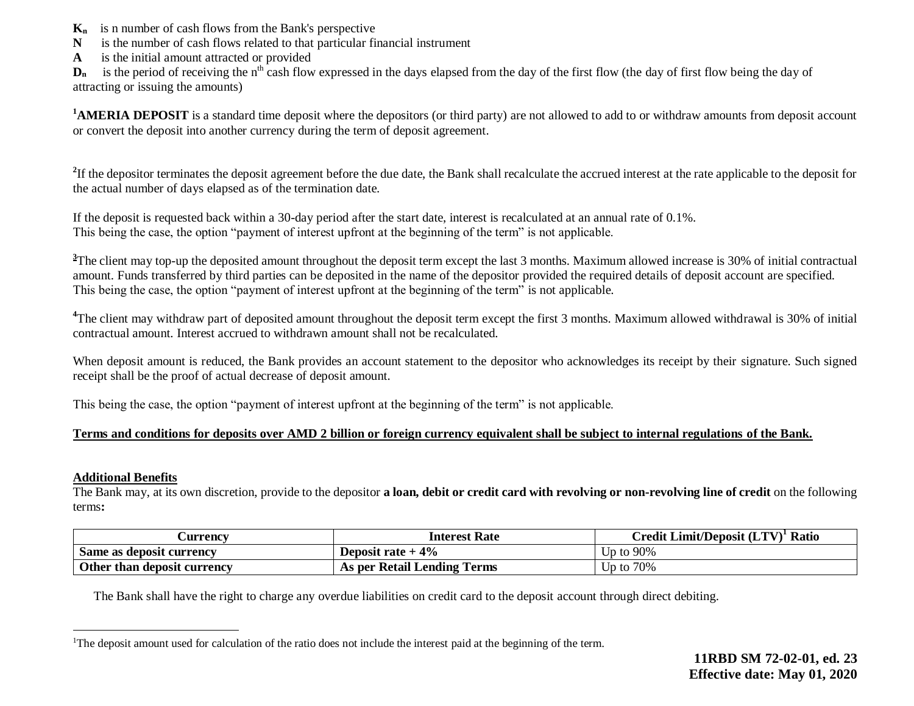$K_n$ is n number of cash flows from the Bank's perspective
$N$ is the number of cash flows related to that particular financial instrument
$A$ is the initial amount attracted or provided
$D_n$ is the period of receiving the $n^{th}$ cash flow expressed in the days elapsed from the day of the first flow (the day of first flow being the day of attracting or issuing the amounts)

[1]**AMERIA DEPOSIT** is a standard time deposit where the depositors (or third party) are not allowed to add to or withdraw amounts from deposit account or convert the deposit into another currency during the term of deposit agreement.

[2]If the depositor terminates the deposit agreement before the due date, the Bank shall recalculate the accrued interest at the rate applicable to the deposit for the actual number of days elapsed as of the termination date.

If the deposit is requested back within a 30-day period after the start date, interest is recalculated at an annual rate of 0.1%.
This being the case, the option "payment of interest upfront at the beginning of the term" is not applicable.

[3]The client may top-up the deposited amount throughout the deposit term except the last 3 months. Maximum allowed increase is 30% of initial contractual amount. Funds transferred by third parties can be deposited in the name of the depositor provided the required details of deposit account are specified. This being the case, the option "payment of interest upfront at the beginning of the term" is not applicable.

[4]The client may withdraw part of deposited amount throughout the deposit term except the first 3 months. Maximum allowed withdrawal is 30% of initial contractual amount. Interest accrued to withdrawn amount shall not be recalculated.

When deposit amount is reduced, the Bank provides an account statement to the depositor who acknowledges its receipt by their signature. Such signed receipt shall be the proof of actual decrease of deposit amount.

This being the case, the option "payment of interest upfront at the beginning of the term" is not applicable.

**Terms and conditions for deposits over AMD 2 billion or foreign currency equivalent shall be subject to internal regulations of the Bank.**

**Additional Benefits**

The Bank may, at its own discretion, provide to the depositor **a loan, debit or credit card with revolving or non-revolving line of credit** on the following terms**:**

| Currency | Interest Rate | Credit Limit/Deposit (LTV)[1] Ratio |
|---|---|---|
| **Same as deposit currency** | **Deposit rate + 4%** | Up to 90% |
| **Other than deposit currency** | **As per Retail Lending Terms** | Up to 70% |

The Bank shall have the right to charge any overdue liabilities on credit card to the deposit account through direct debiting.

[1]The deposit amount used for calculation of the ratio does not include the interest paid at the beginning of the term.

**11RBD SM 72-02-01, ed. 23**
**Effective date: May 01, 2020**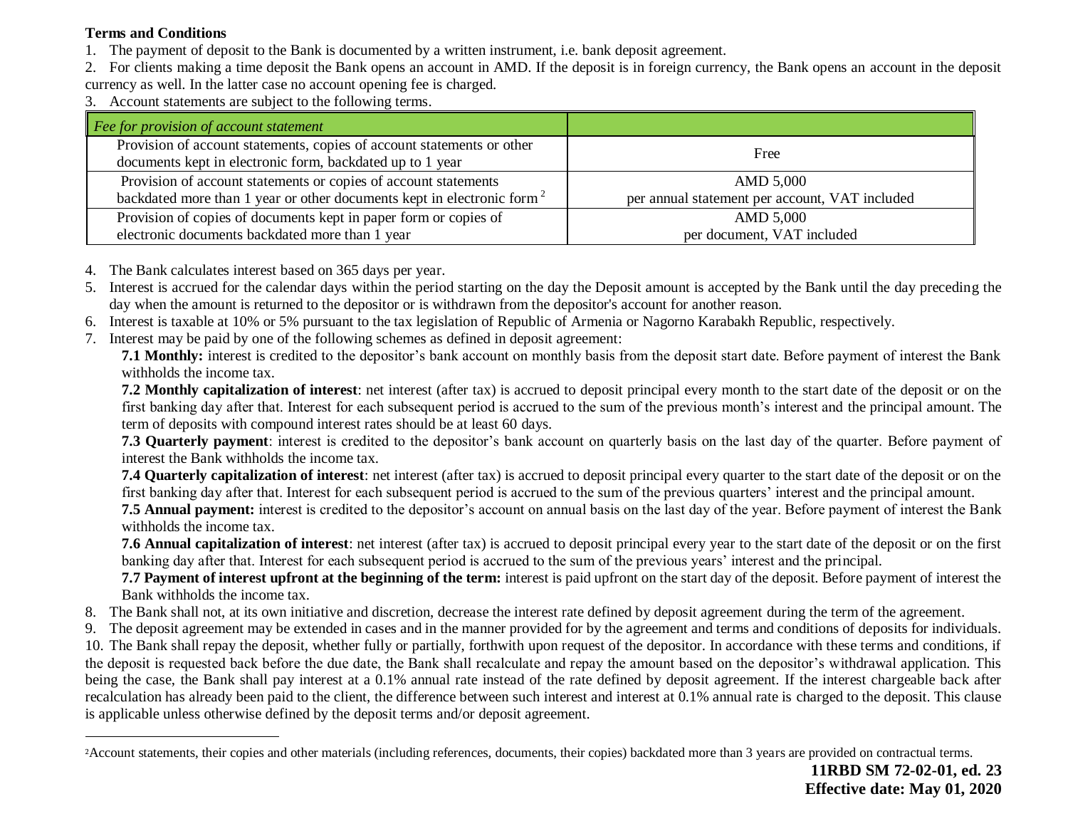**Terms and Conditions**

1. The payment of deposit to the Bank is documented by a written instrument, i.e. bank deposit agreement.
2. For clients making a time deposit the Bank opens an account in AMD. If the deposit is in foreign currency, the Bank opens an account in the deposit currency as well. In the latter case no account opening fee is charged.
3. Account statements are subject to the following terms.

| *Fee for provision of account statement* | |
|---|---|
| Provision of account statements, copies of account statements or other documents kept in electronic form, backdated up to 1 year | Free |
| Provision of account statements or copies of account statements backdated more than 1 year or other documents kept in electronic form [2] | AMD 5,000 per annual statement per account, VAT included |
| Provision of copies of documents kept in paper form or copies of electronic documents backdated more than 1 year | AMD 5,000 per document, VAT included |

4. The Bank calculates interest based on 365 days per year.
5. Interest is accrued for the calendar days within the period starting on the day the Deposit amount is accepted by the Bank until the day preceding the day when the amount is returned to the depositor or is withdrawn from the depositor's account for another reason.
6. Interest is taxable at 10% or 5% pursuant to the tax legislation of Republic of Armenia or Nagorno Karabakh Republic, respectively.
7. Interest may be paid by one of the following schemes as defined in deposit agreement:

   **7.1 Monthly:** interest is credited to the depositor's bank account on monthly basis from the deposit start date. Before payment of interest the Bank withholds the income tax.

   **7.2 Monthly capitalization of interest**: net interest (after tax) is accrued to deposit principal every month to the start date of the deposit or on the first banking day after that. Interest for each subsequent period is accrued to the sum of the previous month's interest and the principal amount. The term of deposits with compound interest rates should be at least 60 days.

   **7.3 Quarterly payment**: interest is credited to the depositor's bank account on quarterly basis on the last day of the quarter. Before payment of interest the Bank withholds the income tax.

   **7.4 Quarterly capitalization of interest**: net interest (after tax) is accrued to deposit principal every quarter to the start date of the deposit or on the first banking day after that. Interest for each subsequent period is accrued to the sum of the previous quarters' interest and the principal amount.

   **7.5 Annual payment:** interest is credited to the depositor's account on annual basis on the last day of the year. Before payment of interest the Bank withholds the income tax.

   **7.6 Annual capitalization of interest**: net interest (after tax) is accrued to deposit principal every year to the start date of the deposit or on the first banking day after that. Interest for each subsequent period is accrued to the sum of the previous years' interest and the principal.

   **7.7 Payment of interest upfront at the beginning of the term:** interest is paid upfront on the start day of the deposit. Before payment of interest the Bank withholds the income tax.

8. The Bank shall not, at its own initiative and discretion, decrease the interest rate defined by deposit agreement during the term of the agreement.
9. The deposit agreement may be extended in cases and in the manner provided for by the agreement and terms and conditions of deposits for individuals.
10. The Bank shall repay the deposit, whether fully or partially, forthwith upon request of the depositor. In accordance with these terms and conditions, if the deposit is requested back before the due date, the Bank shall recalculate and repay the amount based on the depositor's withdrawal application. This being the case, the Bank shall pay interest at a 0.1% annual rate instead of the rate defined by deposit agreement. If the interest chargeable back after recalculation has already been paid to the client, the difference between such interest and interest at 0.1% annual rate is charged to the deposit. This clause is applicable unless otherwise defined by the deposit terms and/or deposit agreement.

---

[2] Account statements, their copies and other materials (including references, documents, their copies) backdated more than 3 years are provided on contractual terms.

**11RBD SM 72-02-01, ed. 23**
**Effective date: May 01, 2020**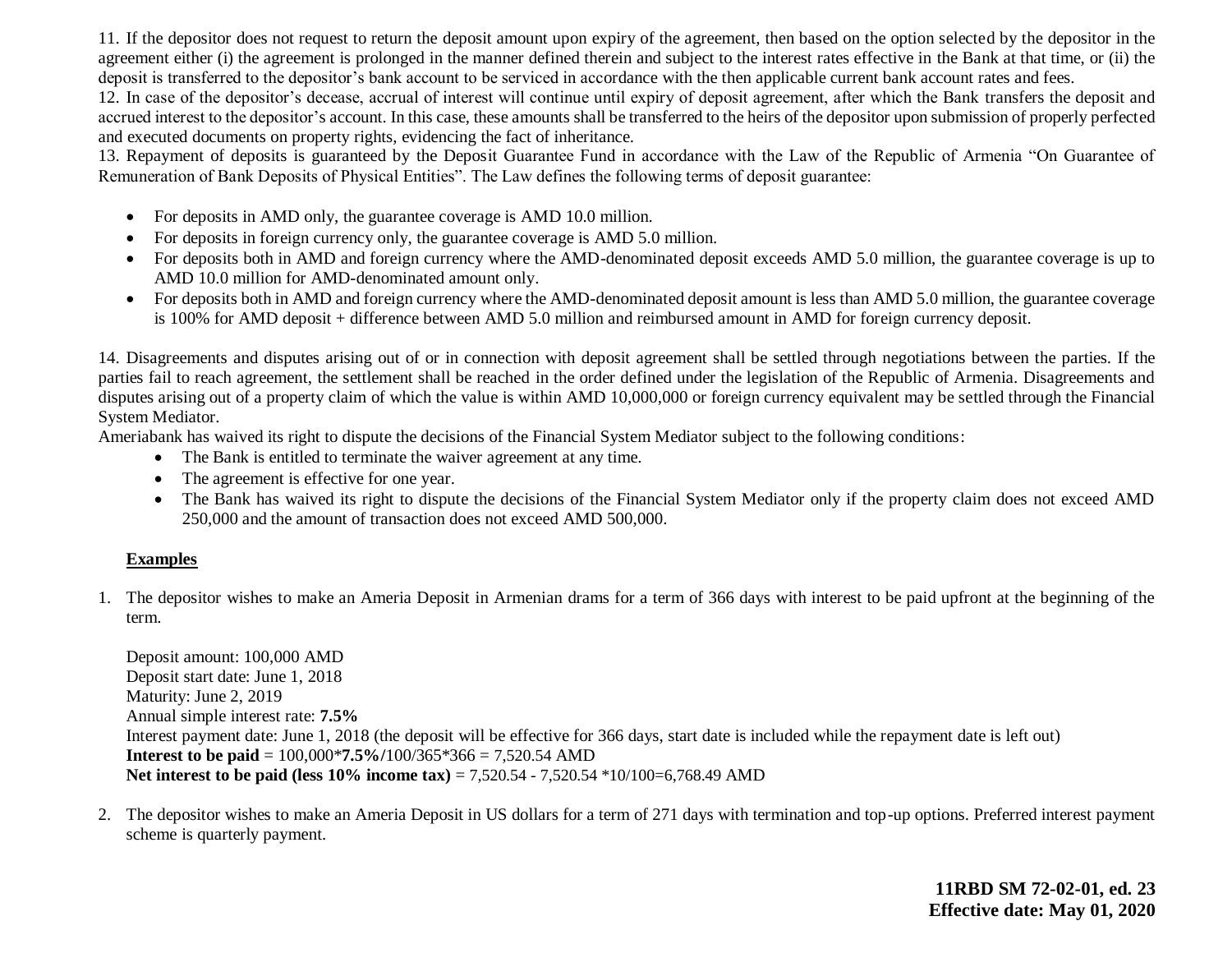11. If the depositor does not request to return the deposit amount upon expiry of the agreement, then based on the option selected by the depositor in the agreement either (i) the agreement is prolonged in the manner defined therein and subject to the interest rates effective in the Bank at that time, or (ii) the deposit is transferred to the depositor's bank account to be serviced in accordance with the then applicable current bank account rates and fees.

12. In case of the depositor's decease, accrual of interest will continue until expiry of deposit agreement, after which the Bank transfers the deposit and accrued interest to the depositor's account. In this case, these amounts shall be transferred to the heirs of the depositor upon submission of properly perfected and executed documents on property rights, evidencing the fact of inheritance.

13. Repayment of deposits is guaranteed by the Deposit Guarantee Fund in accordance with the Law of the Republic of Armenia "On Guarantee of Remuneration of Bank Deposits of Physical Entities". The Law defines the following terms of deposit guarantee:

- For deposits in AMD only, the guarantee coverage is AMD 10.0 million.
- For deposits in foreign currency only, the guarantee coverage is AMD 5.0 million.
- For deposits both in AMD and foreign currency where the AMD-denominated deposit exceeds AMD 5.0 million, the guarantee coverage is up to AMD 10.0 million for AMD-denominated amount only.
- For deposits both in AMD and foreign currency where the AMD-denominated deposit amount is less than AMD 5.0 million, the guarantee coverage is 100% for AMD deposit + difference between AMD 5.0 million and reimbursed amount in AMD for foreign currency deposit.

14. Disagreements and disputes arising out of or in connection with deposit agreement shall be settled through negotiations between the parties. If the parties fail to reach agreement, the settlement shall be reached in the order defined under the legislation of the Republic of Armenia. Disagreements and disputes arising out of a property claim of which the value is within AMD 10,000,000 or foreign currency equivalent may be settled through the Financial System Mediator.

Ameriabank has waived its right to dispute the decisions of the Financial System Mediator subject to the following conditions:

- The Bank is entitled to terminate the waiver agreement at any time.
- The agreement is effective for one year.
- The Bank has waived its right to dispute the decisions of the Financial System Mediator only if the property claim does not exceed AMD 250,000 and the amount of transaction does not exceed AMD 500,000.

## Examples

1. The depositor wishes to make an Ameria Deposit in Armenian drams for a term of 366 days with interest to be paid upfront at the beginning of the term.

   Deposit amount: 100,000 AMD
   Deposit start date: June 1, 2018
   Maturity: June 2, 2019
   Annual simple interest rate: **7.5%**
   Interest payment date: June 1, 2018 (the deposit will be effective for 366 days, start date is included while the repayment date is left out)
   **Interest to be paid** = 100,000***7.5%/**100/365*366 = 7,520.54 AMD
   **Net interest to be paid (less 10% income tax)** = 7,520.54 - 7,520.54 *10/100=6,768.49 AMD

2. The depositor wishes to make an Ameria Deposit in US dollars for a term of 271 days with termination and top-up options. Preferred interest payment scheme is quarterly payment.

**11RBD SM 72-02-01, ed. 23**
**Effective date: May 01, 2020**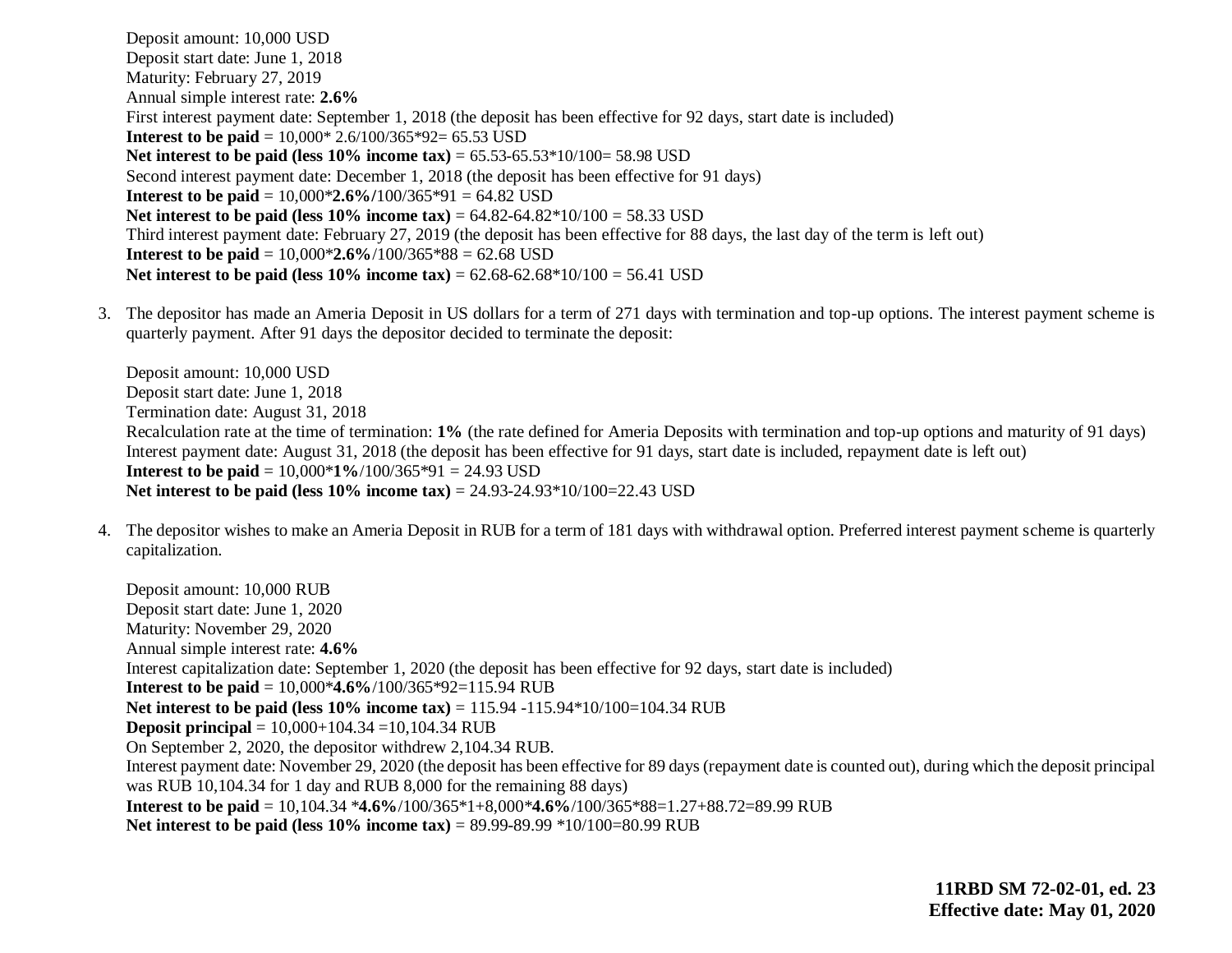Deposit amount: 10,000 USD
Deposit start date: June 1, 2018
Maturity: February 27, 2019
Annual simple interest rate: **2.6%**
First interest payment date: September 1, 2018 (the deposit has been effective for 92 days, start date is included)
**Interest to be paid** = 10,000* 2.6/100/365*92= 65.53 USD
**Net interest to be paid (less 10% income tax)** = 65.53-65.53*10/100= 58.98 USD
Second interest payment date: December 1, 2018 (the deposit has been effective for 91 days)
**Interest to be paid** = 10,000***2.6%/**100/365*91 = 64.82 USD
**Net interest to be paid (less 10% income tax)** = 64.82-64.82*10/100 = 58.33 USD
Third interest payment date: February 27, 2019 (the deposit has been effective for 88 days, the last day of the term is left out)
**Interest to be paid** = 10,000***2.6%**/100/365*88 = 62.68 USD
**Net interest to be paid (less 10% income tax)** = 62.68-62.68*10/100 = 56.41 USD

3. The depositor has made an Ameria Deposit in US dollars for a term of 271 days with termination and top-up options. The interest payment scheme is quarterly payment. After 91 days the depositor decided to terminate the deposit:

   Deposit amount: 10,000 USD
   Deposit start date: June 1, 2018
   Termination date: August 31, 2018
   Recalculation rate at the time of termination: **1%** (the rate defined for Ameria Deposits with termination and top-up options and maturity of 91 days)
   Interest payment date: August 31, 2018 (the deposit has been effective for 91 days, start date is included, repayment date is left out)
   **Interest to be paid** = 10,000***1%**/100/365*91 = 24.93 USD
   **Net interest to be paid (less 10% income tax)** = 24.93-24.93*10/100=22.43 USD

4. The depositor wishes to make an Ameria Deposit in RUB for a term of 181 days with withdrawal option. Preferred interest payment scheme is quarterly capitalization.

   Deposit amount: 10,000 RUB
   Deposit start date: June 1, 2020
   Maturity: November 29, 2020
   Annual simple interest rate: **4.6%**
   Interest capitalization date: September 1, 2020 (the deposit has been effective for 92 days, start date is included)
   **Interest to be paid** = 10,000***4.6%**/100/365*92=115.94 RUB
   **Net interest to be paid (less 10% income tax)** = 115.94 -115.94*10/100=104.34 RUB
   **Deposit principal** = 10,000+104.34 =10,104.34 RUB
   On September 2, 2020, the depositor withdrew 2,104.34 RUB.
   Interest payment date: November 29, 2020 (the deposit has been effective for 89 days (repayment date is counted out), during which the deposit principal was RUB 10,104.34 for 1 day and RUB 8,000 for the remaining 88 days)
   **Interest to be paid** = 10,104.34 ***4.6%**/100/365*1+8,000***4.6%**/100/365*88=1.27+88.72=89.99 RUB
   **Net interest to be paid (less 10% income tax)** = 89.99-89.99 *10/100=80.99 RUB